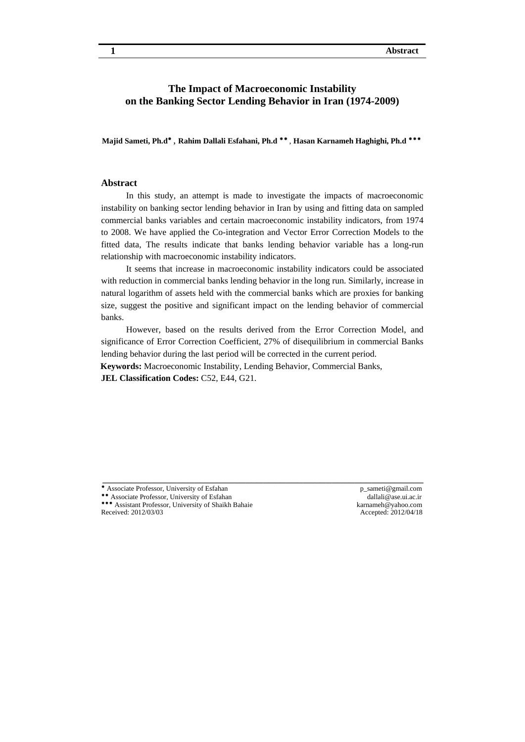# The Impact of Macroeconomic Instability on the Banking Sector Lending Behavior in Iran (1974-2009)

**Majid Sameti, Ph.d[*] , Rahim Dallali Esfahani, Ph.d [**] , Hasan Karnameh Haghighi, Ph.d [***]**

## Abstract

In this study, an attempt is made to investigate the impacts of macroeconomic instability on banking sector lending behavior in Iran by using and fitting data on sampled commercial banks variables and certain macroeconomic instability indicators, from 1974 to 2008. We have applied the Co-integration and Vector Error Correction Models to the fitted data, The results indicate that banks lending behavior variable has a long-run relationship with macroeconomic instability indicators.

It seems that increase in macroeconomic instability indicators could be associated with reduction in commercial banks lending behavior in the long run. Similarly, increase in natural logarithm of assets held with the commercial banks which are proxies for banking size, suggest the positive and significant impact on the lending behavior of commercial banks.

However, based on the results derived from the Error Correction Model, and significance of Error Correction Coefficient, 27% of disequilibrium in commercial Banks lending behavior during the last period will be corrected in the current period.

**Keywords:** Macroeconomic Instability, Lending Behavior, Commercial Banks,

**JEL Classification Codes:** C52, E44, G21.

---

[*] Associate Professor, University of Esfahan — p_sameti@gmail.com

[**] Associate Professor, University of Esfahan — dallali@ase.ui.ac.ir

[***] Assistant Professor, University of Shaikh Bahaie — karnameh@yahoo.com

Received: 2012/03/03 — Accepted: 2012/04/18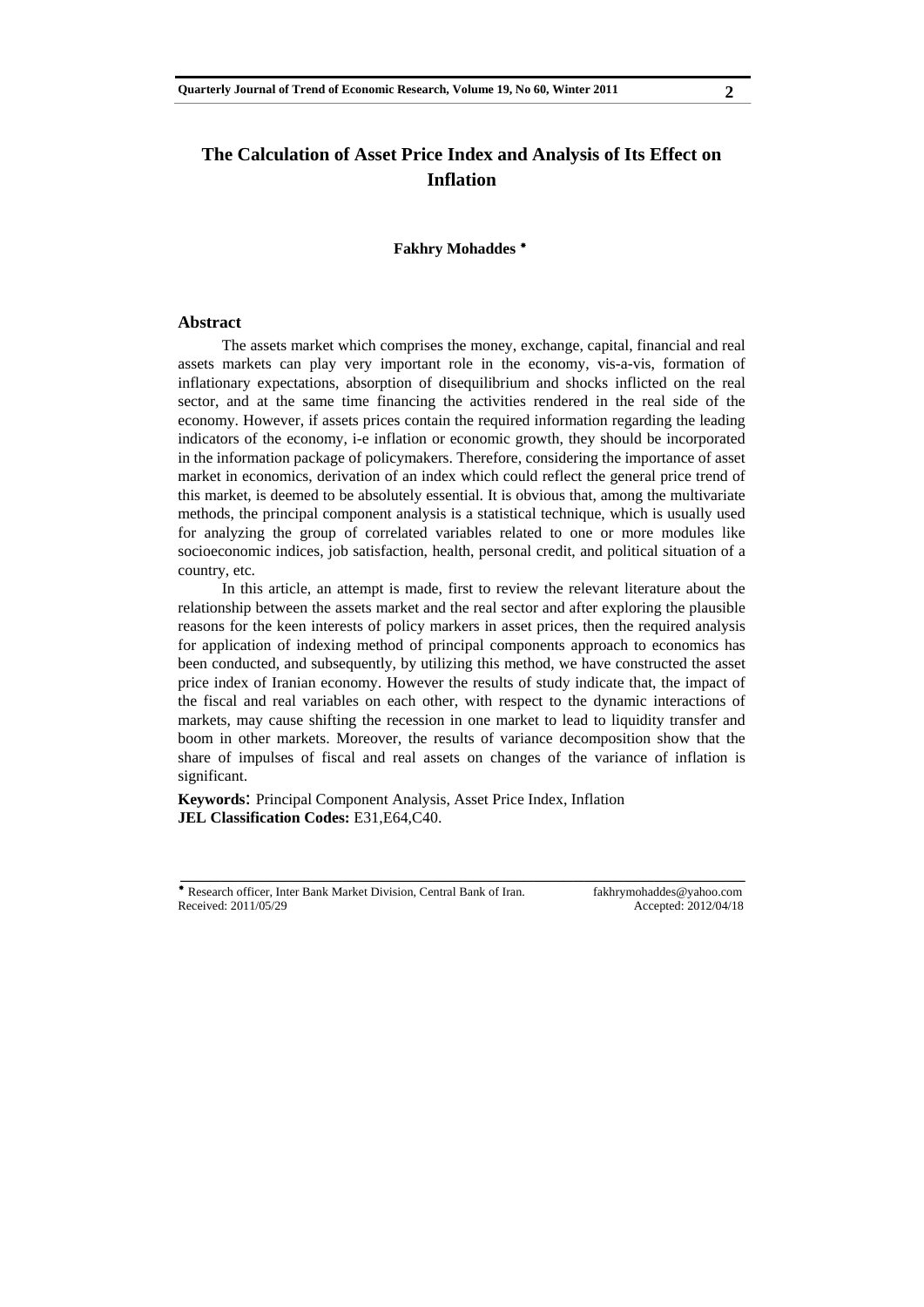# The Calculation of Asset Price Index and Analysis of Its Effect on Inflation

**Fakhry Mohaddes** *

## Abstract

The assets market which comprises the money, exchange, capital, financial and real assets markets can play very important role in the economy, vis-a-vis, formation of inflationary expectations, absorption of disequilibrium and shocks inflicted on the real sector, and at the same time financing the activities rendered in the real side of the economy. However, if assets prices contain the required information regarding the leading indicators of the economy, i-e inflation or economic growth, they should be incorporated in the information package of policymakers. Therefore, considering the importance of asset market in economics, derivation of an index which could reflect the general price trend of this market, is deemed to be absolutely essential. It is obvious that, among the multivariate methods, the principal component analysis is a statistical technique, which is usually used for analyzing the group of correlated variables related to one or more modules like socioeconomic indices, job satisfaction, health, personal credit, and political situation of a country, etc.

In this article, an attempt is made, first to review the relevant literature about the relationship between the assets market and the real sector and after exploring the plausible reasons for the keen interests of policy markers in asset prices, then the required analysis for application of indexing method of principal components approach to economics has been conducted, and subsequently, by utilizing this method, we have constructed the asset price index of Iranian economy. However the results of study indicate that, the impact of the fiscal and real variables on each other, with respect to the dynamic interactions of markets, may cause shifting the recession in one market to lead to liquidity transfer and boom in other markets. Moreover, the results of variance decomposition show that the share of impulses of fiscal and real assets on changes of the variance of inflation is significant.

**Keywords**: Principal Component Analysis, Asset Price Index, Inflation
**JEL Classification Codes:** E31,E64,C40.

---

* Research officer, Inter Bank Market Division, Central Bank of Iran. fakhrymohaddes@yahoo.com
Received: 2011/05/29 Accepted: 2012/04/18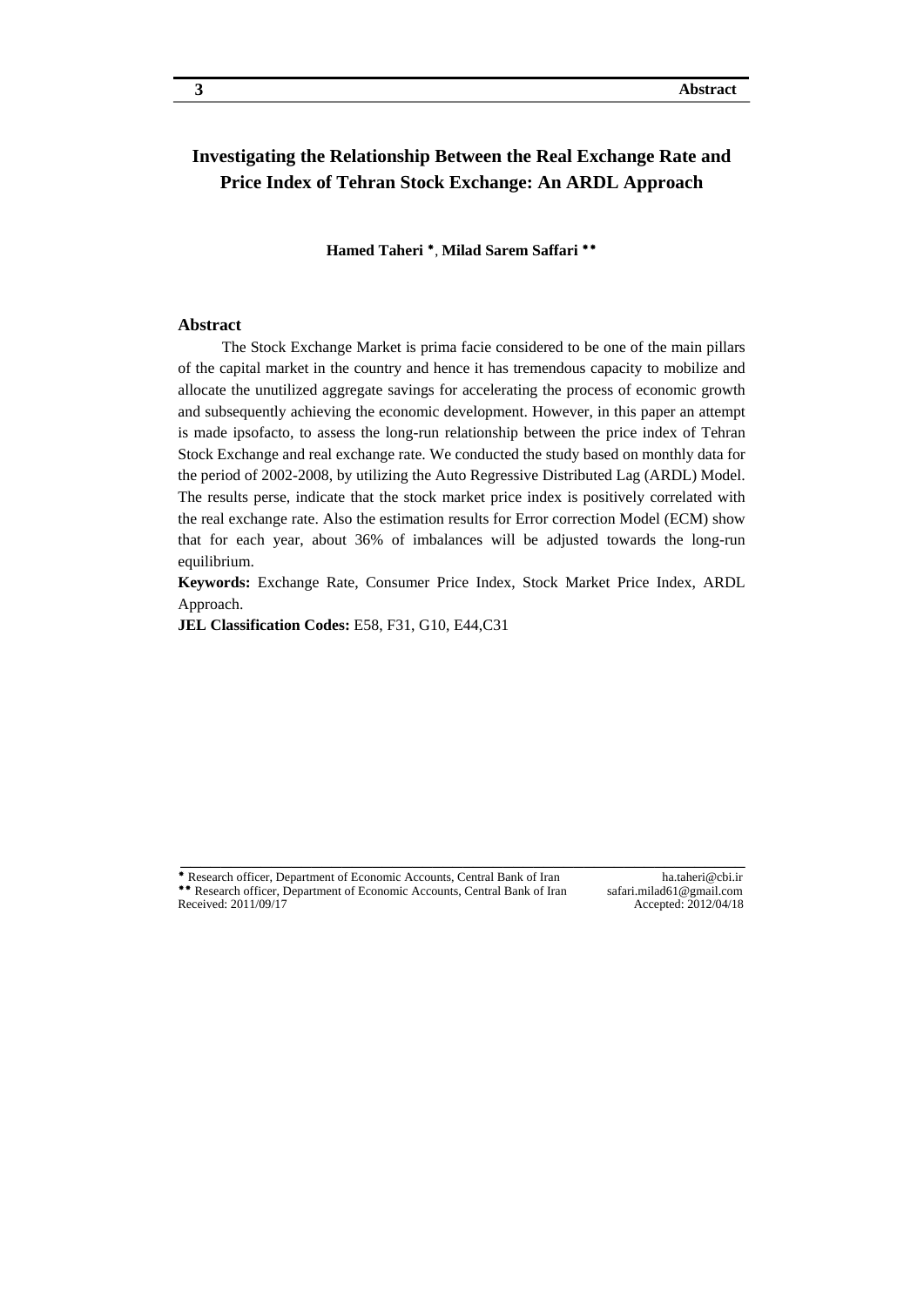# Investigating the Relationship Between the Real Exchange Rate and Price Index of Tehran Stock Exchange: An ARDL Approach

**Hamed Taheri** [*], **Milad Sarem Saffari** [**]

## Abstract

The Stock Exchange Market is prima facie considered to be one of the main pillars of the capital market in the country and hence it has tremendous capacity to mobilize and allocate the unutilized aggregate savings for accelerating the process of economic growth and subsequently achieving the economic development. However, in this paper an attempt is made ipsofacto, to assess the long-run relationship between the price index of Tehran Stock Exchange and real exchange rate. We conducted the study based on monthly data for the period of 2002-2008, by utilizing the Auto Regressive Distributed Lag (ARDL) Model. The results perse, indicate that the stock market price index is positively correlated with the real exchange rate. Also the estimation results for Error correction Model (ECM) show that for each year, about 36% of imbalances will be adjusted towards the long-run equilibrium.

**Keywords:** Exchange Rate, Consumer Price Index, Stock Market Price Index, ARDL Approach.

**JEL Classification Codes:** E58, F31, G10, E44,C31

---

[*] Research officer, Department of Economic Accounts, Central Bank of Iran ha.taheri@cbi.ir

[**] Research officer, Department of Economic Accounts, Central Bank of Iran safari.milad61@gmail.com

Received: 2011/09/17 Accepted: 2012/04/18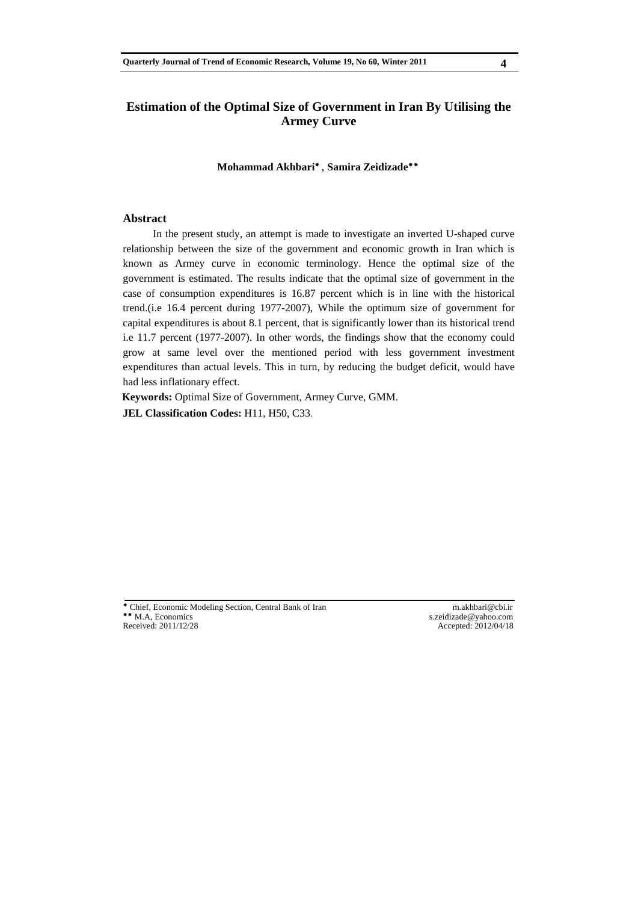# Estimation of the Optimal Size of Government in Iran By Utilising the Armey Curve

**Mohammad Akhbari**[*] , **Samira Zeidizade**[**]

## Abstract

In the present study, an attempt is made to investigate an inverted U-shaped curve relationship between the size of the government and economic growth in Iran which is known as Armey curve in economic terminology. Hence the optimal size of the government is estimated. The results indicate that the optimal size of government in the case of consumption expenditures is 16.87 percent which is in line with the historical trend.(i.e 16.4 percent during 1977-2007), While the optimum size of government for capital expenditures is about 8.1 percent, that is significantly lower than its historical trend i.e 11.7 percent (1977-2007). In other words, the findings show that the economy could grow at same level over the mentioned period with less government investment expenditures than actual levels. This in turn, by reducing the budget deficit, would have had less inflationary effect.

**Keywords:** Optimal Size of Government, Armey Curve, GMM.

**JEL Classification Codes:** H11, H50, C33.

---

[*] Chief, Economic Modeling Section, Central Bank of Iran — m.akhbari@cbi.ir

[**] M.A, Economics — s.zeidizade@yahoo.com

Received: 2011/12/28 — Accepted: 2012/04/18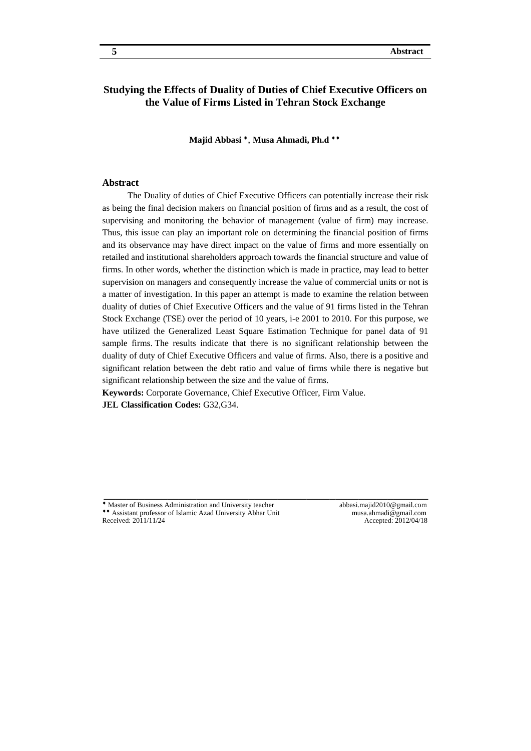# Studying the Effects of Duality of Duties of Chief Executive Officers on the Value of Firms Listed in Tehran Stock Exchange

**Majid Abbasi \*, Musa Ahmadi, Ph.d \*\***

## Abstract

The Duality of duties of Chief Executive Officers can potentially increase their risk as being the final decision makers on financial position of firms and as a result, the cost of supervising and monitoring the behavior of management (value of firm) may increase. Thus, this issue can play an important role on determining the financial position of firms and its observance may have direct impact on the value of firms and more essentially on retailed and institutional shareholders approach towards the financial structure and value of firms. In other words, whether the distinction which is made in practice, may lead to better supervision on managers and consequently increase the value of commercial units or not is a matter of investigation. In this paper an attempt is made to examine the relation between duality of duties of Chief Executive Officers and the value of 91 firms listed in the Tehran Stock Exchange (TSE) over the period of 10 years, i-e 2001 to 2010. For this purpose, we have utilized the Generalized Least Square Estimation Technique for panel data of 91 sample firms. The results indicate that there is no significant relationship between the duality of duty of Chief Executive Officers and value of firms. Also, there is a positive and significant relation between the debt ratio and value of firms while there is negative but significant relationship between the size and the value of firms.

**Keywords:** Corporate Governance, Chief Executive Officer, Firm Value.

**JEL Classification Codes:** G32,G34.

---

\* Master of Business Administration and University teacher — abbasi.majid2010@gmail.com

\*\* Assistant professor of Islamic Azad University Abhar Unit — musa.ahmadi@gmail.com

Received: 2011/11/24 — Accepted: 2012/04/18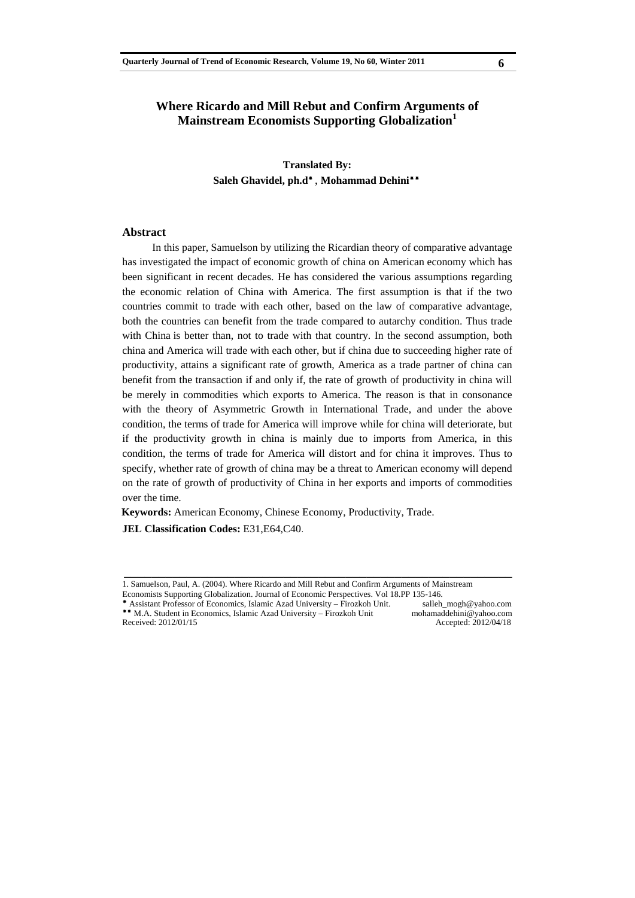# Where Ricardo and Mill Rebut and Confirm Arguments of Mainstream Economists Supporting Globalization[1]

**Translated By:**
**Saleh Ghavidel, ph.d*** , **Mohammad Dehini****

## Abstract

In this paper, Samuelson by utilizing the Ricardian theory of comparative advantage has investigated the impact of economic growth of china on American economy which has been significant in recent decades. He has considered the various assumptions regarding the economic relation of China with America. The first assumption is that if the two countries commit to trade with each other, based on the law of comparative advantage, both the countries can benefit from the trade compared to autarchy condition. Thus trade with China is better than, not to trade with that country. In the second assumption, both china and America will trade with each other, but if china due to succeeding higher rate of productivity, attains a significant rate of growth, America as a trade partner of china can benefit from the transaction if and only if, the rate of growth of productivity in china will be merely in commodities which exports to America. The reason is that in consonance with the theory of Asymmetric Growth in International Trade, and under the above condition, the terms of trade for America will improve while for china will deteriorate, but if the productivity growth in china is mainly due to imports from America, in this condition, the terms of trade for America will distort and for china it improves. Thus to specify, whether rate of growth of china may be a threat to American economy will depend on the rate of growth of productivity of China in her exports and imports of commodities over the time.

**Keywords:** American Economy, Chinese Economy, Productivity, Trade.

**JEL Classification Codes:** E31,E64,C40.

---

1. Samuelson, Paul, A. (2004). Where Ricardo and Mill Rebut and Confirm Arguments of Mainstream Economists Supporting Globalization. Journal of Economic Perspectives. Vol 18.PP 135-146.

* Assistant Professor of Economics, Islamic Azad University – Firozkoh Unit. salleh_mogh@yahoo.com

** M.A. Student in Economics, Islamic Azad University – Firozkoh Unit mohamaddehini@yahoo.com

Received: 2012/01/15 Accepted: 2012/04/18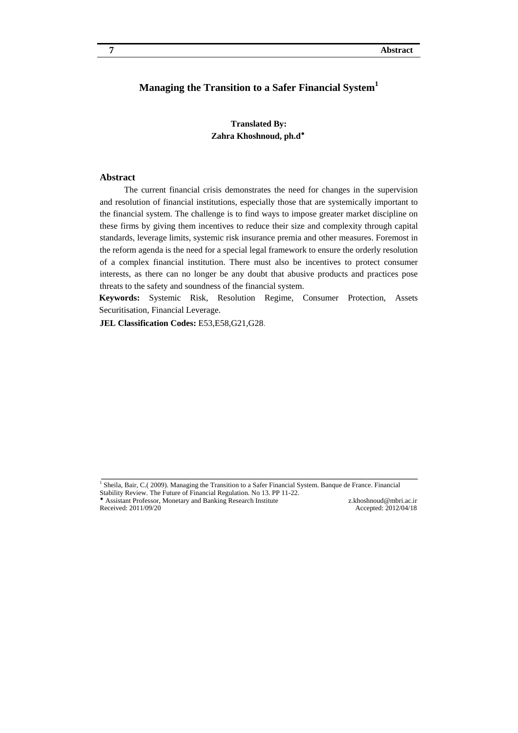# Managing the Transition to a Safer Financial System[1]

**Translated By:**
**Zahra Khoshnoud, ph.d***

## Abstract

The current financial crisis demonstrates the need for changes in the supervision and resolution of financial institutions, especially those that are systemically important to the financial system. The challenge is to find ways to impose greater market discipline on these firms by giving them incentives to reduce their size and complexity through capital standards, leverage limits, systemic risk insurance premia and other measures. Foremost in the reform agenda is the need for a special legal framework to ensure the orderly resolution of a complex financial institution. There must also be incentives to protect consumer interests, as there can no longer be any doubt that abusive products and practices pose threats to the safety and soundness of the financial system.

**Keywords:** Systemic Risk, Resolution Regime, Consumer Protection, Assets Securitisation, Financial Leverage.

**JEL Classification Codes:** E53,E58,G21,G28.

---

[1] Sheila, Bair, C.( 2009). Managing the Transition to a Safer Financial System. Banque de France. Financial Stability Review. The Future of Financial Regulation. No 13. PP 11-22.

* Assistant Professor, Monetary and Banking Research Institute z.khoshnoud@mbri.ac.ir

Received: 2011/09/20 Accepted: 2012/04/18